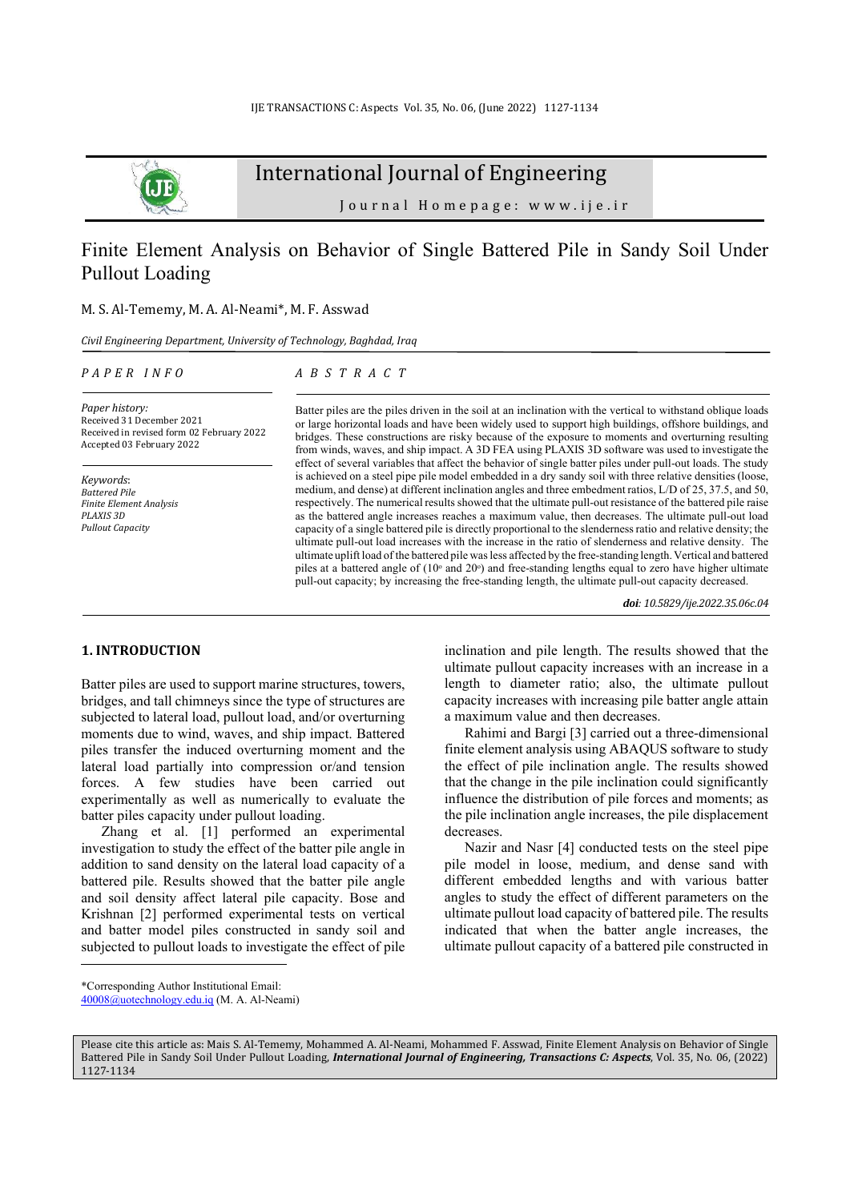# International Journal of Engineering

Journal Homepage: www.ije.ir

## Finite Element Analysis on Behavior of Single Battered Pile in Sandy Soil Under Pullout Loading

M. S. Al-Tememy, M. A. Al-Neami*, M. F. Asswad

*Civil Engineering Department, University of Technology, Baghdad, Iraq*

*PAPER INFO*

*Paper history:*
Received 31 December 2021
Received in revised form 02 February 2022
Accepted 03 February 2022

*Keywords*:
*Battered Pile*
*Finite Element Analysis*
*PLAXIS 3D*
*Pullout Capacity*

*ABSTRACT*

Batter piles are the piles driven in the soil at an inclination with the vertical to withstand oblique loads or large horizontal loads and have been widely used to support high buildings, offshore buildings, and bridges. These constructions are risky because of the exposure to moments and overturning resulting from winds, waves, and ship impact. A 3D FEA using PLAXIS 3D software was used to investigate the effect of several variables that affect the behavior of single batter piles under pull-out loads. The study is achieved on a steel pipe pile model embedded in a dry sandy soil with three relative densities (loose, medium, and dense) at different inclination angles and three embedment ratios, L/D of 25, 37.5, and 50, respectively. The numerical results showed that the ultimate pull-out resistance of the battered pile raise as the battered angle increases reaches a maximum value, then decreases. The ultimate pull-out load capacity of a single battered pile is directly proportional to the slenderness ratio and relative density; the ultimate pull-out load increases with the increase in the ratio of slenderness and relative density. The ultimate uplift load of the battered pile was less affected by the free-standing length. Vertical and battered piles at a battered angle of (10° and 20°) and free-standing lengths equal to zero have higher ultimate pull-out capacity; by increasing the free-standing length, the ultimate pull-out capacity decreased.

***doi**: 10.5829/ije.2022.35.06c.04*

## 1. INTRODUCTION

Batter piles are used to support marine structures, towers, bridges, and tall chimneys since the type of structures are subjected to lateral load, pullout load, and/or overturning moments due to wind, waves, and ship impact. Battered piles transfer the induced overturning moment and the lateral load partially into compression or/and tension forces. A few studies have been carried out experimentally as well as numerically to evaluate the batter piles capacity under pullout loading.

Zhang et al. [1] performed an experimental investigation to study the effect of the batter pile angle in addition to sand density on the lateral load capacity of a battered pile. Results showed that the batter pile angle and soil density affect lateral pile capacity. Bose and Krishnan [2] performed experimental tests on vertical and batter model piles constructed in sandy soil and subjected to pullout loads to investigate the effect of pile inclination and pile length. The results showed that the ultimate pullout capacity increases with an increase in a length to diameter ratio; also, the ultimate pullout capacity increases with increasing pile batter angle attain a maximum value and then decreases.

Rahimi and Bargi [3] carried out a three-dimensional finite element analysis using ABAQUS software to study the effect of pile inclination angle. The results showed that the change in the pile inclination could significantly influence the distribution of pile forces and moments; as the pile inclination angle increases, the pile displacement decreases.

Nazir and Nasr [4] conducted tests on the steel pipe pile model in loose, medium, and dense sand with different embedded lengths and with various batter angles to study the effect of different parameters on the ultimate pullout load capacity of battered pile. The results indicated that when the batter angle increases, the ultimate pullout capacity of a battered pile constructed in

*Corresponding Author Institutional Email: 40008@uotechnology.edu.iq (M. A. Al-Neami)

Please cite this article as: Mais S. Al-Tememy, Mohammed A. Al-Neami, Mohammed F. Asswad, Finite Element Analysis on Behavior of Single Battered Pile in Sandy Soil Under Pullout Loading, ***International Journal of Engineering, Transactions C: Aspects***, Vol. 35, No. 06, (2022) 1127-1134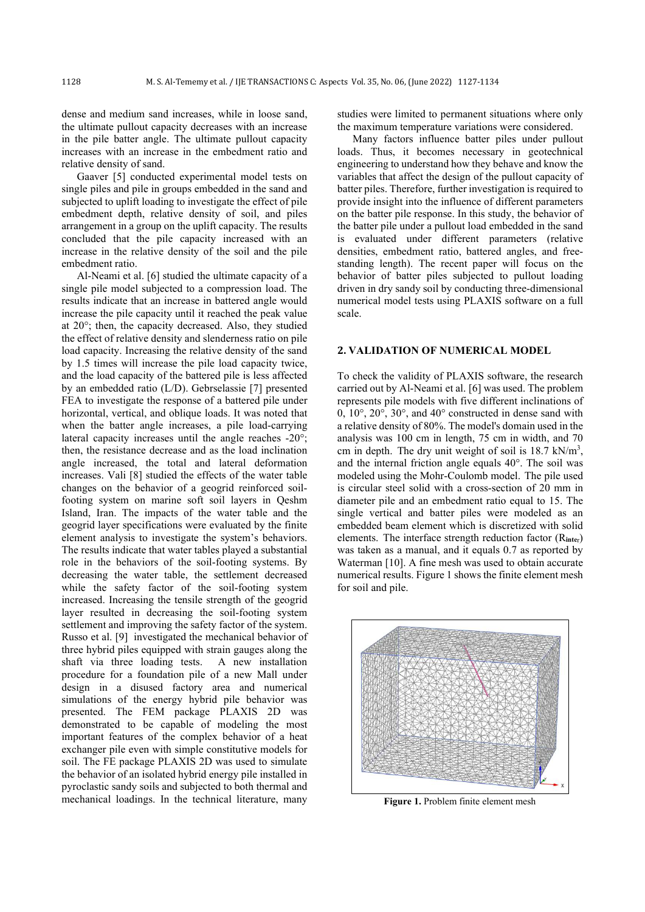dense and medium sand increases, while in loose sand, the ultimate pullout capacity decreases with an increase in the pile batter angle. The ultimate pullout capacity increases with an increase in the embedment ratio and relative density of sand.

Gaaver [5] conducted experimental model tests on single piles and pile in groups embedded in the sand and subjected to uplift loading to investigate the effect of pile embedment depth, relative density of soil, and piles arrangement in a group on the uplift capacity. The results concluded that the pile capacity increased with an increase in the relative density of the soil and the pile embedment ratio.

Al-Neami et al. [6] studied the ultimate capacity of a single pile model subjected to a compression load. The results indicate that an increase in battered angle would increase the pile capacity until it reached the peak value at 20°; then, the capacity decreased. Also, they studied the effect of relative density and slenderness ratio on pile load capacity. Increasing the relative density of the sand by 1.5 times will increase the pile load capacity twice, and the load capacity of the battered pile is less affected by an embedded ratio (L/D). Gebrselassie [7] presented FEA to investigate the response of a battered pile under horizontal, vertical, and oblique loads. It was noted that when the batter angle increases, a pile load-carrying lateral capacity increases until the angle reaches -20°; then, the resistance decrease and as the load inclination angle increased, the total and lateral deformation increases. Vali [8] studied the effects of the water table changes on the behavior of a geogrid reinforced soil-footing system on marine soft soil layers in Qeshm Island, Iran. The impacts of the water table and the geogrid layer specifications were evaluated by the finite element analysis to investigate the system's behaviors. The results indicate that water tables played a substantial role in the behaviors of the soil-footing systems. By decreasing the water table, the settlement decreased while the safety factor of the soil-footing system increased. Increasing the tensile strength of the geogrid layer resulted in decreasing the soil-footing system settlement and improving the safety factor of the system. Russo et al. [9] investigated the mechanical behavior of three hybrid piles equipped with strain gauges along the shaft via three loading tests. A new installation procedure for a foundation pile of a new Mall under design in a disused factory area and numerical simulations of the energy hybrid pile behavior was presented. The FEM package PLAXIS 2D was demonstrated to be capable of modeling the most important features of the complex behavior of a heat exchanger pile even with simple constitutive models for soil. The FE package PLAXIS 2D was used to simulate the behavior of an isolated hybrid energy pile installed in pyroclastic sandy soils and subjected to both thermal and mechanical loadings. In the technical literature, many studies were limited to permanent situations where only the maximum temperature variations were considered.

Many factors influence batter piles under pullout loads. Thus, it becomes necessary in geotechnical engineering to understand how they behave and know the variables that affect the design of the pullout capacity of batter piles. Therefore, further investigation is required to provide insight into the influence of different parameters on the batter pile response. In this study, the behavior of the batter pile under a pullout load embedded in the sand is evaluated under different parameters (relative densities, embedment ratio, battered angles, and free-standing length). The recent paper will focus on the behavior of batter piles subjected to pullout loading driven in dry sandy soil by conducting three-dimensional numerical model tests using PLAXIS software on a full scale.

## 2. VALIDATION OF NUMERICAL MODEL

To check the validity of PLAXIS software, the research carried out by Al-Neami et al. [6] was used. The problem represents pile models with five different inclinations of 0, 10°, 20°, 30°, and 40° constructed in dense sand with a relative density of 80%. The model's domain used in the analysis was 100 cm in length, 75 cm in width, and 70 cm in depth. The dry unit weight of soil is 18.7 kN/m$^3$, and the internal friction angle equals 40°. The soil was modeled using the Mohr-Coulomb model. The pile used is circular steel solid with a cross-section of 20 mm in diameter pile and an embedment ratio equal to 15. The single vertical and batter piles were modeled as an embedded beam element which is discretized with solid elements. The interface strength reduction factor ($R_{inter}$) was taken as a manual, and it equals 0.7 as reported by Waterman [10]. A fine mesh was used to obtain accurate numerical results. Figure 1 shows the finite element mesh for soil and pile.

**Figure 1.** Problem finite element mesh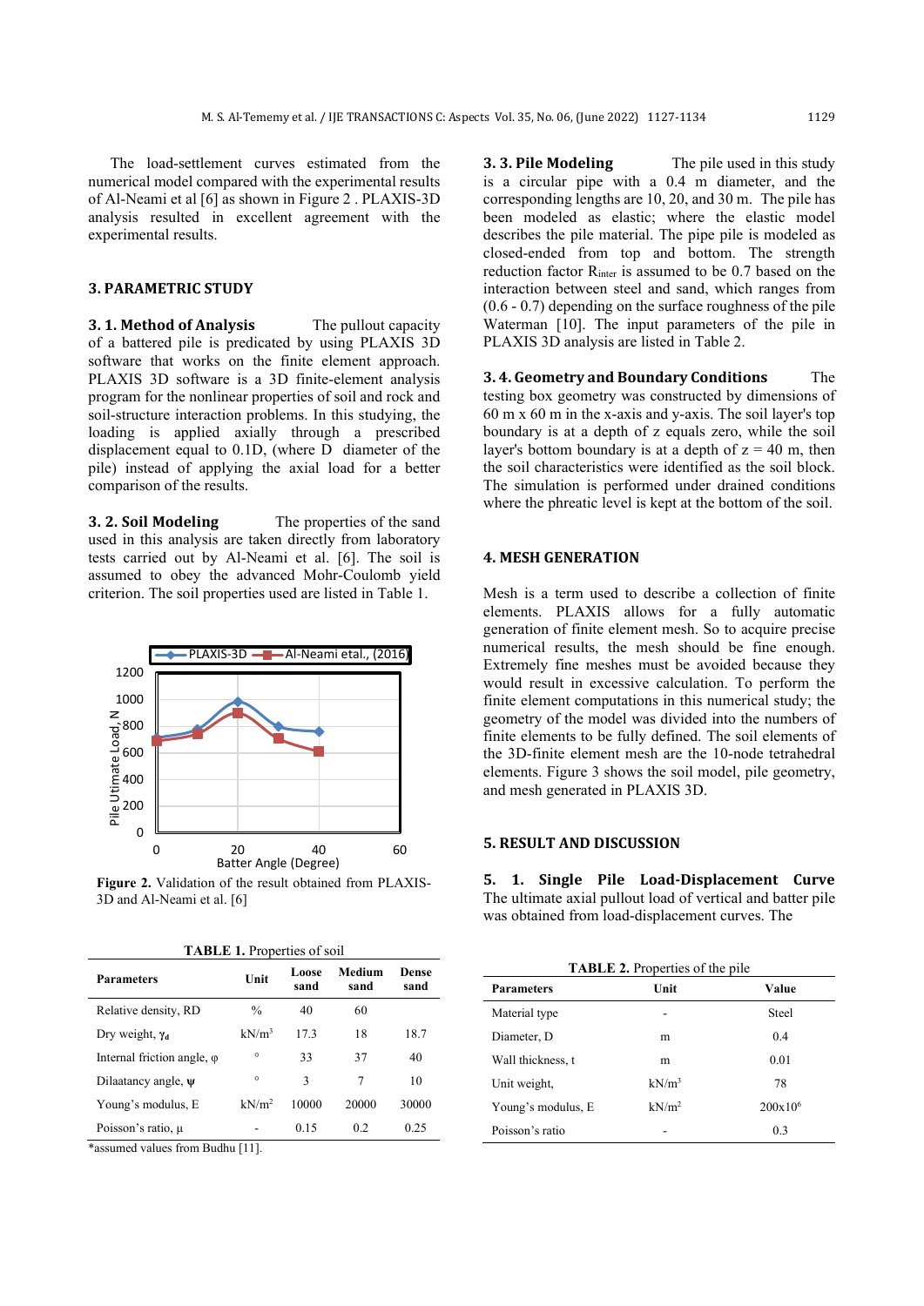The load-settlement curves estimated from the numerical model compared with the experimental results of Al-Neami et al [6] as shown in Figure 2 . PLAXIS-3D analysis resulted in excellent agreement with the experimental results.

## 3. PARAMETRIC STUDY

**3. 1. Method of Analysis** The pullout capacity of a battered pile is predicated by using PLAXIS 3D software that works on the finite element approach. PLAXIS 3D software is a 3D finite-element analysis program for the nonlinear properties of soil and rock and soil-structure interaction problems. In this studying, the loading is applied axially through a prescribed displacement equal to 0.1D, (where D diameter of the pile) instead of applying the axial load for a better comparison of the results.

**3. 2. Soil Modeling** The properties of the sand used in this analysis are taken directly from laboratory tests carried out by Al-Neami et al. [6]. The soil is assumed to obey the advanced Mohr-Coulomb yield criterion. The soil properties used are listed in Table 1.

**Figure 2.** Validation of the result obtained from PLAXIS-3D and Al-Neami et al. [6]

**TABLE 1.** Properties of soil

| Parameters | Unit | Loose sand | Medium sand | Dense sand |
|---|---|---|---|---|
| Relative density, RD | % | 40 | 60 | |
| Dry weight, $\gamma_d$ | kN/m³ | 17.3 | 18 | 18.7 |
| Internal friction angle, φ | ° | 33 | 37 | 40 |
| Dilaatancy angle, ψ | ° | 3 | 7 | 10 |
| Young's modulus, E | kN/m² | 10000 | 20000 | 30000 |
| Poisson's ratio, μ | - | 0.15 | 0.2 | 0.25 |

*assumed values from Budhu [11].

**3. 3. Pile Modeling** The pile used in this study is a circular pipe with a 0.4 m diameter, and the corresponding lengths are 10, 20, and 30 m. The pile has been modeled as elastic; where the elastic model describes the pile material. The pipe pile is modeled as closed-ended from top and bottom. The strength reduction factor $R_{inter}$ is assumed to be 0.7 based on the interaction between steel and sand, which ranges from (0.6 - 0.7) depending on the surface roughness of the pile Waterman [10]. The input parameters of the pile in PLAXIS 3D analysis are listed in Table 2.

**3. 4. Geometry and Boundary Conditions** The testing box geometry was constructed by dimensions of 60 m x 60 m in the x-axis and y-axis. The soil layer's top boundary is at a depth of z equals zero, while the soil layer's bottom boundary is at a depth of z = 40 m, then the soil characteristics were identified as the soil block. The simulation is performed under drained conditions where the phreatic level is kept at the bottom of the soil.

## 4. MESH GENERATION

Mesh is a term used to describe a collection of finite elements. PLAXIS allows for a fully automatic generation of finite element mesh. So to acquire precise numerical results, the mesh should be fine enough. Extremely fine meshes must be avoided because they would result in excessive calculation. To perform the finite element computations in this numerical study; the geometry of the model was divided into the numbers of finite elements to be fully defined. The soil elements of the 3D-finite element mesh are the 10-node tetrahedral elements. Figure 3 shows the soil model, pile geometry, and mesh generated in PLAXIS 3D.

## 5. RESULT AND DISCUSSION

**5. 1. Single Pile Load-Displacement Curve** The ultimate axial pullout load of vertical and batter pile was obtained from load-displacement curves. The

**TABLE 2.** Properties of the pile

| Parameters | Unit | Value |
|---|---|---|
| Material type | - | Steel |
| Diameter, D | m | 0.4 |
| Wall thickness, t | m | 0.01 |
| Unit weight, | kN/m³ | 78 |
| Young's modulus, E | kN/m² | 200x10⁶ |
| Poisson's ratio | - | 0.3 |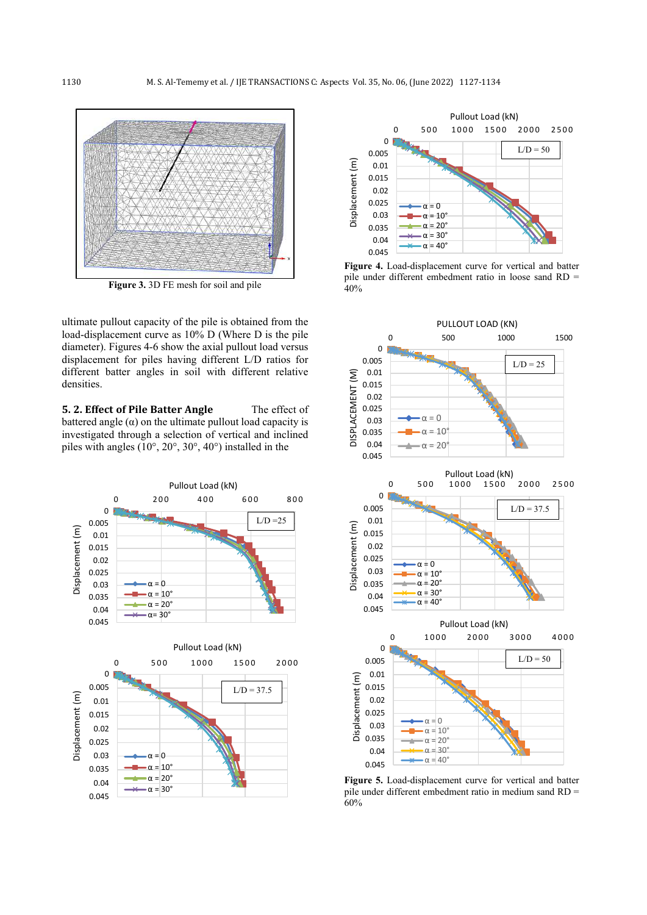**Figure 3.** 3D FE mesh for soil and pile

ultimate pullout capacity of the pile is obtained from the load-displacement curve as 10% D (Where D is the pile diameter). Figures 4-6 show the axial pullout load versus displacement for piles having different L/D ratios for different batter angles in soil with different relative densities.

### 5. 2. Effect of Pile Batter Angle

The effect of battered angle (α) on the ultimate pullout load capacity is investigated through a selection of vertical and inclined piles with angles (10°, 20°, 30°, 40°) installed in the

**Figure 4.** Load-displacement curve for vertical and batter pile under different embedment ratio in loose sand RD = 40%

**Figure 5.** Load-displacement curve for vertical and batter pile under different embedment ratio in medium sand RD = 60%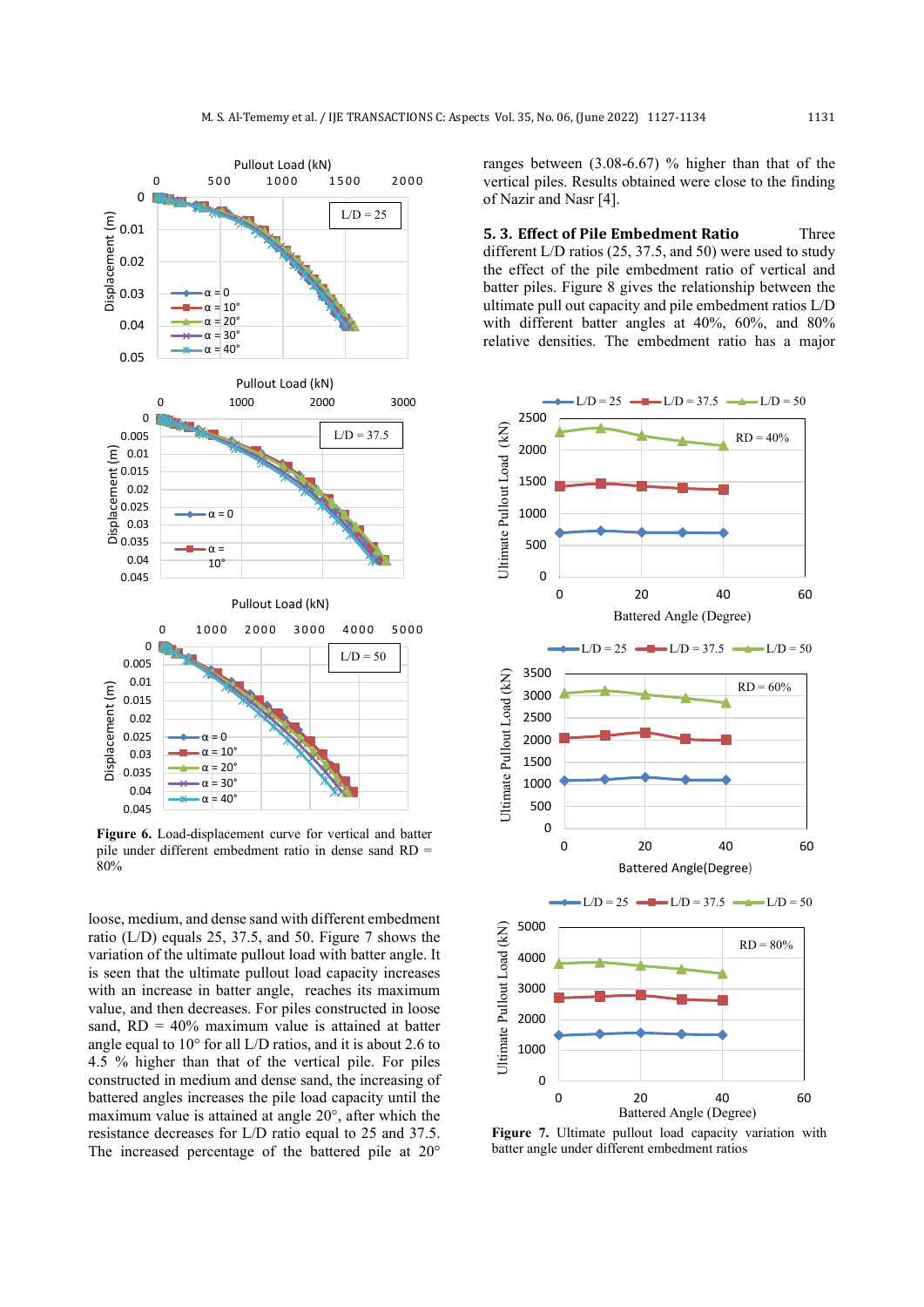**Figure 6.** Load-displacement curve for vertical and batter pile under different embedment ratio in dense sand RD = 80%

loose, medium, and dense sand with different embedment ratio (L/D) equals 25, 37.5, and 50. Figure 7 shows the variation of the ultimate pullout load with batter angle. It is seen that the ultimate pullout load capacity increases with an increase in batter angle, reaches its maximum value, and then decreases. For piles constructed in loose sand, RD = 40% maximum value is attained at batter angle equal to 10° for all L/D ratios, and it is about 2.6 to 4.5 % higher than that of the vertical pile. For piles constructed in medium and dense sand, the increasing of battered angles increases the pile load capacity until the maximum value is attained at angle 20°, after which the resistance decreases for L/D ratio equal to 25 and 37.5. The increased percentage of the battered pile at 20° ranges between (3.08-6.67) % higher than that of the vertical piles. Results obtained were close to the finding of Nazir and Nasr [4].

### 5. 3. Effect of Pile Embedment Ratio

Three different L/D ratios (25, 37.5, and 50) were used to study the effect of the pile embedment ratio of vertical and batter piles. Figure 8 gives the relationship between the ultimate pull out capacity and pile embedment ratios L/D with different batter angles at 40%, 60%, and 80% relative densities. The embedment ratio has a major

**Figure 7.** Ultimate pullout load capacity variation with batter angle under different embedment ratios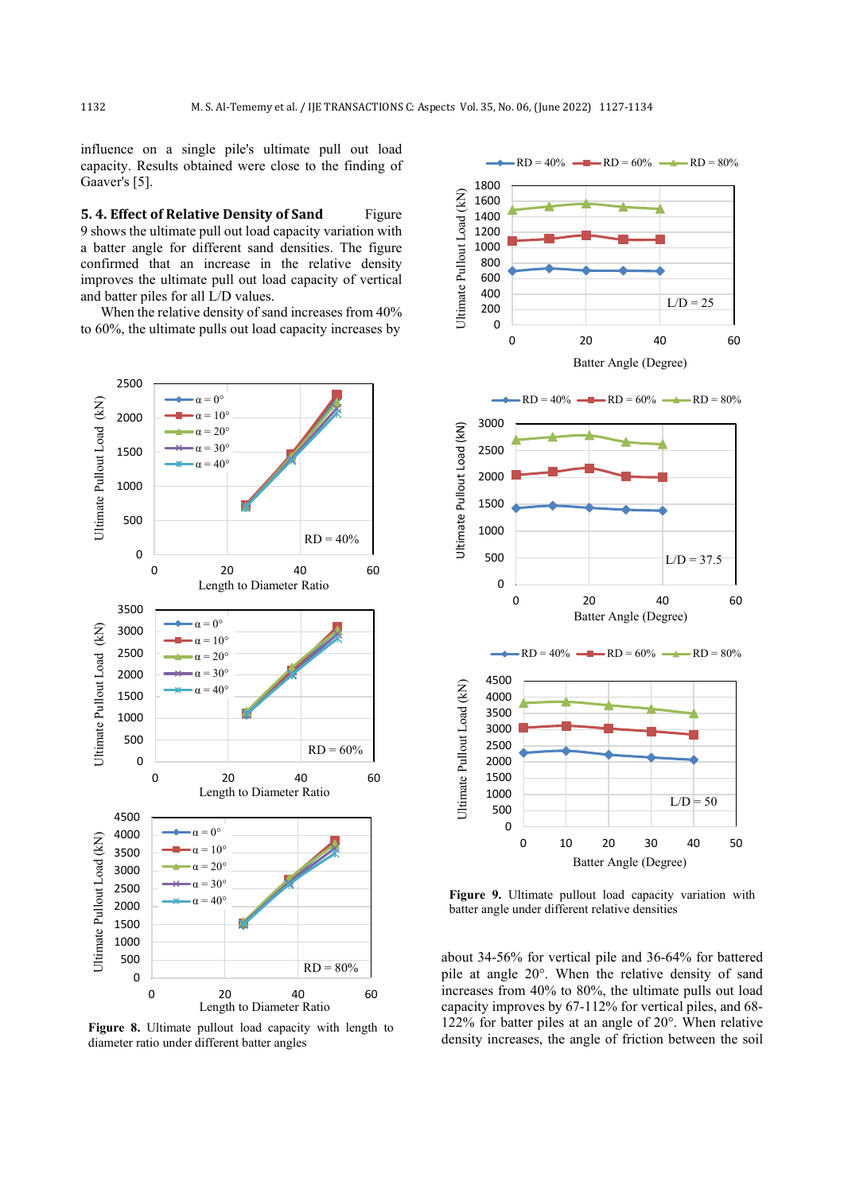influence on a single pile's ultimate pull out load capacity. Results obtained were close to the finding of Gaaver's [5].

### 5. 4. Effect of Relative Density of Sand

Figure 9 shows the ultimate pull out load capacity variation with a batter angle for different sand densities. The figure confirmed that an increase in the relative density improves the ultimate pull out load capacity of vertical and batter piles for all L/D values.

When the relative density of sand increases from 40% to 60%, the ultimate pulls out load capacity increases by about 34-56% for vertical pile and 36-64% for battered pile at angle 20°. When the relative density of sand increases from 40% to 80%, the ultimate pulls out load capacity improves by 67-112% for vertical piles, and 68-122% for batter piles at an angle of 20°. When relative density increases, the angle of friction between the soil

**Figure 8.** Ultimate pullout load capacity with length to diameter ratio under different batter angles

**Figure 9.** Ultimate pullout load capacity variation with batter angle under different relative densities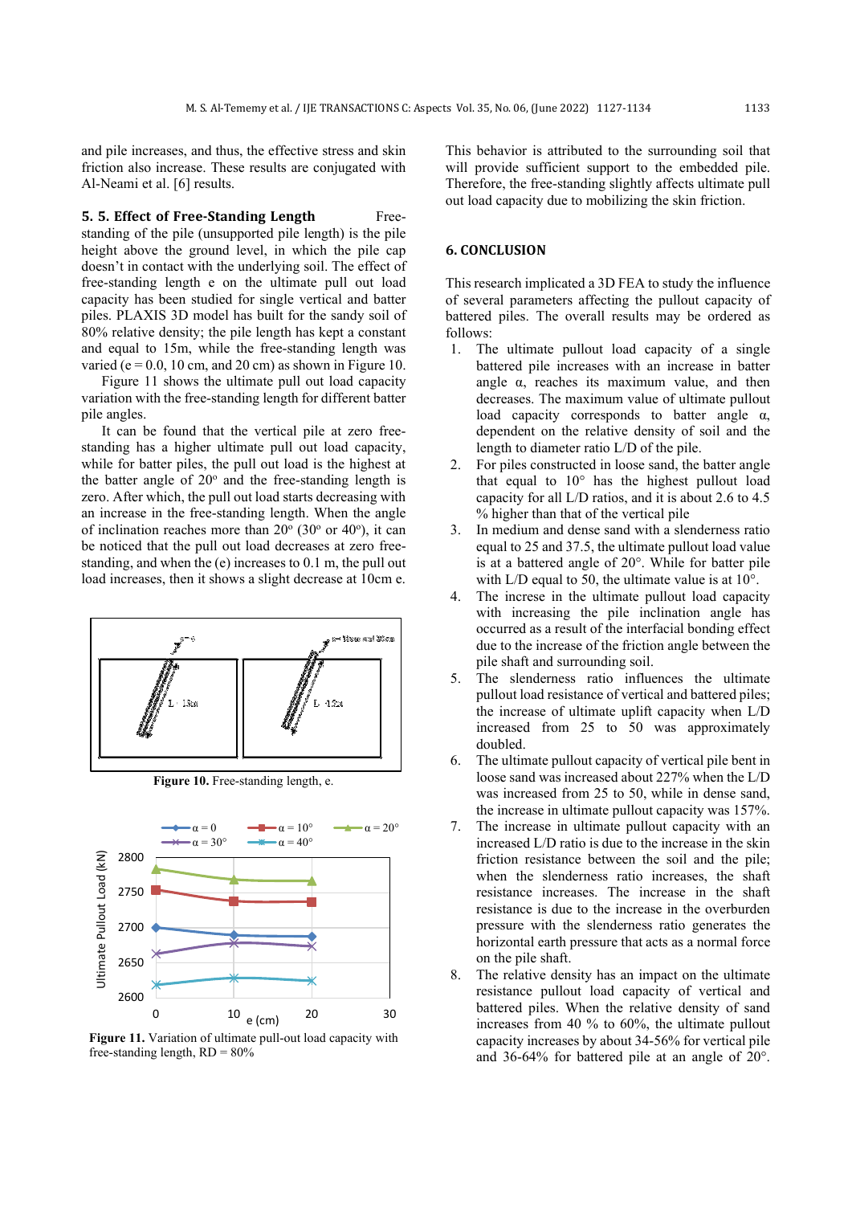and pile increases, and thus, the effective stress and skin friction also increase. These results are conjugated with Al-Neami et al. [6] results.

### 5. 5. Effect of Free-Standing Length

Free-standing of the pile (unsupported pile length) is the pile height above the ground level, in which the pile cap doesn't in contact with the underlying soil. The effect of free-standing length e on the ultimate pull out load capacity has been studied for single vertical and batter piles. PLAXIS 3D model has built for the sandy soil of 80% relative density; the pile length has kept a constant and equal to 15m, while the free-standing length was varied (e = 0.0, 10 cm, and 20 cm) as shown in Figure 10.

Figure 11 shows the ultimate pull out load capacity variation with the free-standing length for different batter pile angles.

It can be found that the vertical pile at zero free-standing has a higher ultimate pull out load capacity, while for batter piles, the pull out load is the highest at the batter angle of 20° and the free-standing length is zero. After which, the pull out load starts decreasing with an increase in the free-standing length. When the angle of inclination reaches more than 20° (30° or 40°), it can be noticed that the pull out load decreases at zero free-standing, and when the (e) increases to 0.1 m, the pull out load increases, then it shows a slight decrease at 10cm e.

**Figure 10.** Free-standing length, e.

**Figure 11.** Variation of ultimate pull-out load capacity with free-standing length, RD = 80%

This behavior is attributed to the surrounding soil that will provide sufficient support to the embedded pile. Therefore, the free-standing slightly affects ultimate pull out load capacity due to mobilizing the skin friction.

## 6. CONCLUSION

This research implicated a 3D FEA to study the influence of several parameters affecting the pullout capacity of battered piles. The overall results may be ordered as follows:

1. The ultimate pullout load capacity of a single battered pile increases with an increase in batter angle α, reaches its maximum value, and then decreases. The maximum value of ultimate pullout load capacity corresponds to batter angle α, dependent on the relative density of soil and the length to diameter ratio L/D of the pile.
2. For piles constructed in loose sand, the batter angle that equal to 10° has the highest pullout load capacity for all L/D ratios, and it is about 2.6 to 4.5 % higher than that of the vertical pile
3. In medium and dense sand with a slenderness ratio equal to 25 and 37.5, the ultimate pullout load value is at a battered angle of 20°. While for batter pile with L/D equal to 50, the ultimate value is at 10°.
4. The increse in the ultimate pullout load capacity with increasing the pile inclination angle has occurred as a result of the interfacial bonding effect due to the increase of the friction angle between the pile shaft and surrounding soil.
5. The slenderness ratio influences the ultimate pullout load resistance of vertical and battered piles; the increase of ultimate uplift capacity when L/D increased from 25 to 50 was approximately doubled.
6. The ultimate pullout capacity of vertical pile bent in loose sand was increased about 227% when the L/D was increased from 25 to 50, while in dense sand, the increase in ultimate pullout capacity was 157%.
7. The increase in ultimate pullout capacity with an increased L/D ratio is due to the increase in the skin friction resistance between the soil and the pile; when the slenderness ratio increases, the shaft resistance increases. The increase in the shaft resistance is due to the increase in the overburden pressure with the slenderness ratio generates the horizontal earth pressure that acts as a normal force on the pile shaft.
8. The relative density has an impact on the ultimate resistance pullout load capacity of vertical and battered piles. When the relative density of sand increases from 40 % to 60%, the ultimate pullout capacity increases by about 34-56% for vertical pile and 36-64% for battered pile at an angle of 20°.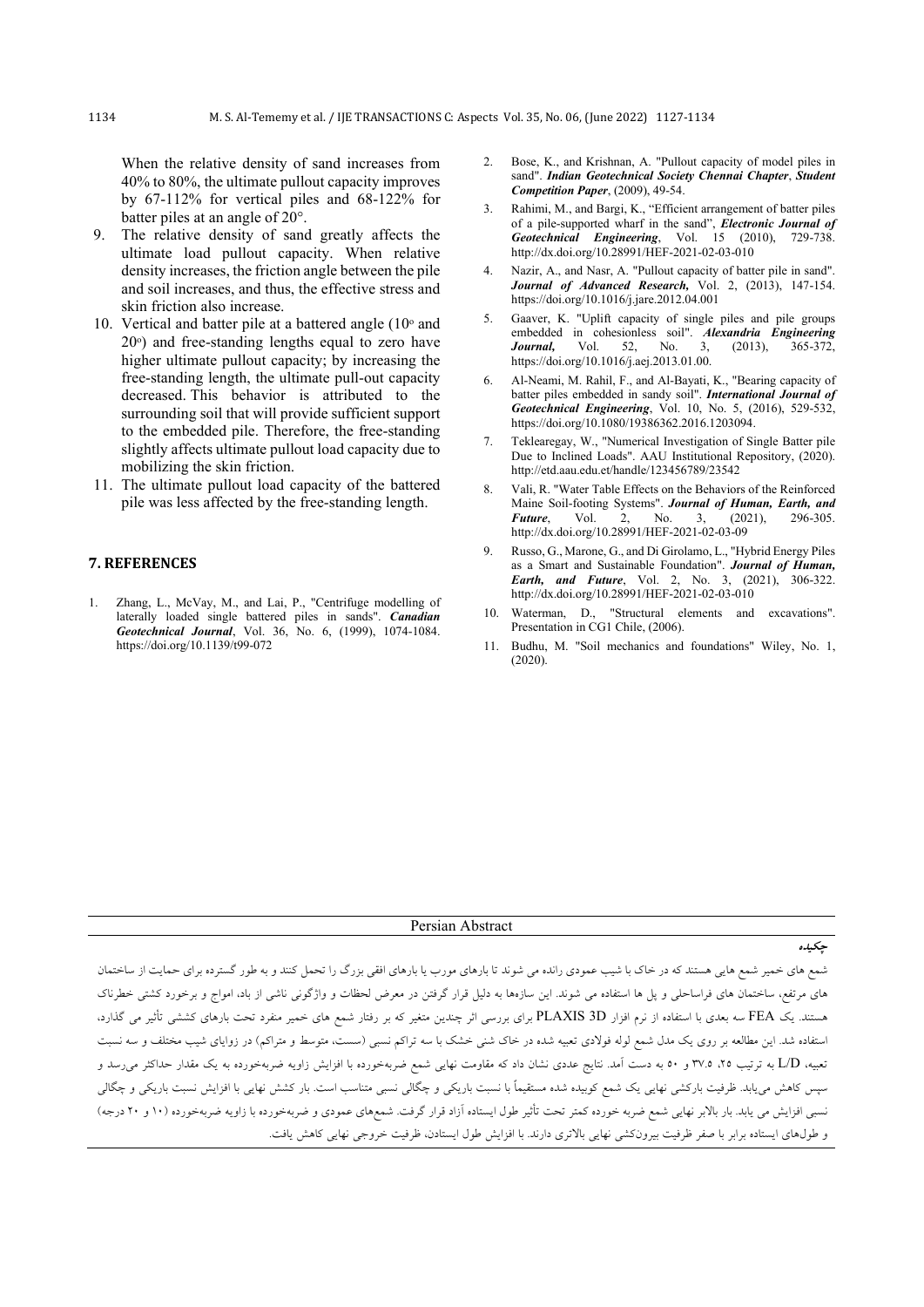When the relative density of sand increases from 40% to 80%, the ultimate pullout capacity improves by 67-112% for vertical piles and 68-122% for batter piles at an angle of 20°.

9. The relative density of sand greatly affects the ultimate load pullout capacity. When relative density increases, the friction angle between the pile and soil increases, and thus, the effective stress and skin friction also increase.
10. Vertical and batter pile at a battered angle (10° and 20°) and free-standing lengths equal to zero have higher ultimate pullout capacity; by increasing the free-standing length, the ultimate pull-out capacity decreased. This behavior is attributed to the surrounding soil that will provide sufficient support to the embedded pile. Therefore, the free-standing slightly affects ultimate pullout load capacity due to mobilizing the skin friction.
11. The ultimate pullout load capacity of the battered pile was less affected by the free-standing length.

## 7. REFERENCES

1. Zhang, L., McVay, M., and Lai, P., "Centrifuge modelling of laterally loaded single battered piles in sands". ***Canadian Geotechnical Journal***, Vol. 36, No. 6, (1999), 1074-1084. https://doi.org/10.1139/t99-072
2. Bose, K., and Krishnan, A. "Pullout capacity of model piles in sand". ***Indian Geotechnical Society Chennai Chapter***, ***Student Competition Paper***, (2009), 49-54.
3. Rahimi, M., and Bargi, K., "Efficient arrangement of batter piles of a pile-supported wharf in the sand", ***Electronic Journal of Geotechnical Engineering***, Vol. 15 (2010), 729-738. http://dx.doi.org/10.28991/HEF-2021-02-03-010
4. Nazir, A., and Nasr, A. "Pullout capacity of batter pile in sand". ***Journal of Advanced Research,*** Vol. 2, (2013), 147-154. https://doi.org/10.1016/j.jare.2012.04.001
5. Gaaver, K. "Uplift capacity of single piles and pile groups embedded in cohesionless soil". ***Alexandria Engineering Journal,*** Vol. 52, No. 3, (2013), 365-372, https://doi.org/10.1016/j.aej.2013.01.00.
6. Al-Neami, M. Rahil, F., and Al-Bayati, K., "Bearing capacity of batter piles embedded in sandy soil". ***International Journal of Geotechnical Engineering***, Vol. 10, No. 5, (2016), 529-532, https://doi.org/10.1080/19386362.2016.1203094.
7. Teklearegay, W., "Numerical Investigation of Single Batter pile Due to Inclined Loads". AAU Institutional Repository, (2020). http://etd.aau.edu.et/handle/123456789/23542
8. Vali, R. "Water Table Effects on the Behaviors of the Reinforced Maine Soil-footing Systems". ***Journal of Human, Earth, and Future***, Vol. 2, No. 3, (2021), 296-305. http://dx.doi.org/10.28991/HEF-2021-02-03-09
9. Russo, G., Marone, G., and Di Girolamo, L., "Hybrid Energy Piles as a Smart and Sustainable Foundation". ***Journal of Human, Earth, and Future***, Vol. 2, No. 3, (2021), 306-322. http://dx.doi.org/10.28991/HEF-2021-02-03-010
10. Waterman, D., "Structural elements and excavations". Presentation in CG1 Chile, (2006).
11. Budhu, M. "Soil mechanics and foundations" Wiley, No. 1, (2020).

Persian Abstract

**چکیده**

شمع های خمیر شمع هایی هستند که در خاک با شیب عمودی رانده می شوند تا بارهای مورب یا بارهای افقی بزرگ را تحمل کنند و به طور گسترده برای حمایت از ساختمان های مرتفع، ساختمان های فراساحلی و پل ها استفاده می شوند. این سازه‌ها به دلیل قرار گرفتن در معرض لحظات و واژگونی ناشی از باد، امواج و برخورد کشتی خطرناک هستند. یک FEA سه بعدی با استفاده از نرم افزار PLAXIS 3D برای بررسی اثر چندین متغیر که بر رفتار شمع های خمیر منفرد تحت بارهای کششی تأثیر می گذارد، استفاده شد. این مطالعه بر روی یک مدل شمع لوله فولادی تعبیه شده در خاک شنی خشک با سه تراکم نسبی (سست، متوسط و متراکم) در زوایای شیب مختلف و سه نسبت تعبیه، $L/D$ به ترتیب ۲۵، ۳۷.۵ و ۵۰ به دست آمد. نتایج عددی نشان داد که مقاومت نهایی شمع ضربه‌خورده با افزایش زاویه ضربه‌خورده به یک مقدار حداکثر می‌رسد و سپس کاهش می‌یابد. ظرفیت بارکشی نهایی یک شمع کوبیده شده مستقیماً با نسبت باریکی و چگالی نسبی متناسب است. بار کشش نهایی با افزایش نسبت باریکی و چگالی نسبی افزایش می یابد. بار بالابر نهایی شمع ضربه خورده کمتر تحت تأثیر طول ایستاده آزاد قرار گرفت. شمع‌های عمودی و ضربه‌خورده با زاویه ضربه‌خورده (۱۰ و ۲۰ درجه) و طول‌های ایستاده برابر با صفر ظرفیت بیرون‌کشی نهایی بالاتری دارند. با افزایش طول ایستادن، ظرفیت خروجی نهایی کاهش یافت.